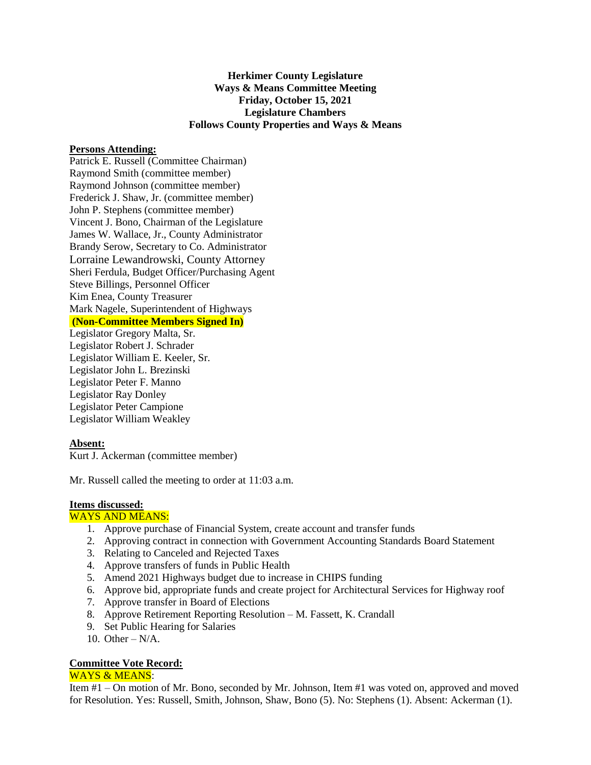**Herkimer County Legislature**
**Ways & Means Committee Meeting**
**Friday, October 15, 2021**
**Legislature Chambers**
**Follows County Properties and Ways & Means**

**Persons Attending:**

Patrick E. Russell (Committee Chairman)
Raymond Smith (committee member)
Raymond Johnson (committee member)
Frederick J. Shaw, Jr. (committee member)
John P. Stephens (committee member)
Vincent J. Bono, Chairman of the Legislature
James W. Wallace, Jr., County Administrator
Brandy Serow, Secretary to Co. Administrator
Lorraine Lewandrowski, County Attorney
Sheri Ferdula, Budget Officer/Purchasing Agent
Steve Billings, Personnel Officer
Kim Enea, County Treasurer
Mark Nagele, Superintendent of Highways
**(Non-Committee Members Signed In)**
Legislator Gregory Malta, Sr.
Legislator Robert J. Schrader
Legislator William E. Keeler, Sr.
Legislator John L. Brezinski
Legislator Peter F. Manno
Legislator Ray Donley
Legislator Peter Campione
Legislator William Weakley

**Absent:**

Kurt J. Ackerman (committee member)

Mr. Russell called the meeting to order at 11:03 a.m.

**Items discussed:**

WAYS AND MEANS:

1. Approve purchase of Financial System, create account and transfer funds
2. Approving contract in connection with Government Accounting Standards Board Statement
3. Relating to Canceled and Rejected Taxes
4. Approve transfers of funds in Public Health
5. Amend 2021 Highways budget due to increase in CHIPS funding
6. Approve bid, appropriate funds and create project for Architectural Services for Highway roof
7. Approve transfer in Board of Elections
8. Approve Retirement Reporting Resolution – M. Fassett, K. Crandall
9. Set Public Hearing for Salaries
10. Other – N/A.

**Committee Vote Record:**

WAYS & MEANS:

Item #1 – On motion of Mr. Bono, seconded by Mr. Johnson, Item #1 was voted on, approved and moved for Resolution. Yes: Russell, Smith, Johnson, Shaw, Bono (5). No: Stephens (1). Absent: Ackerman (1).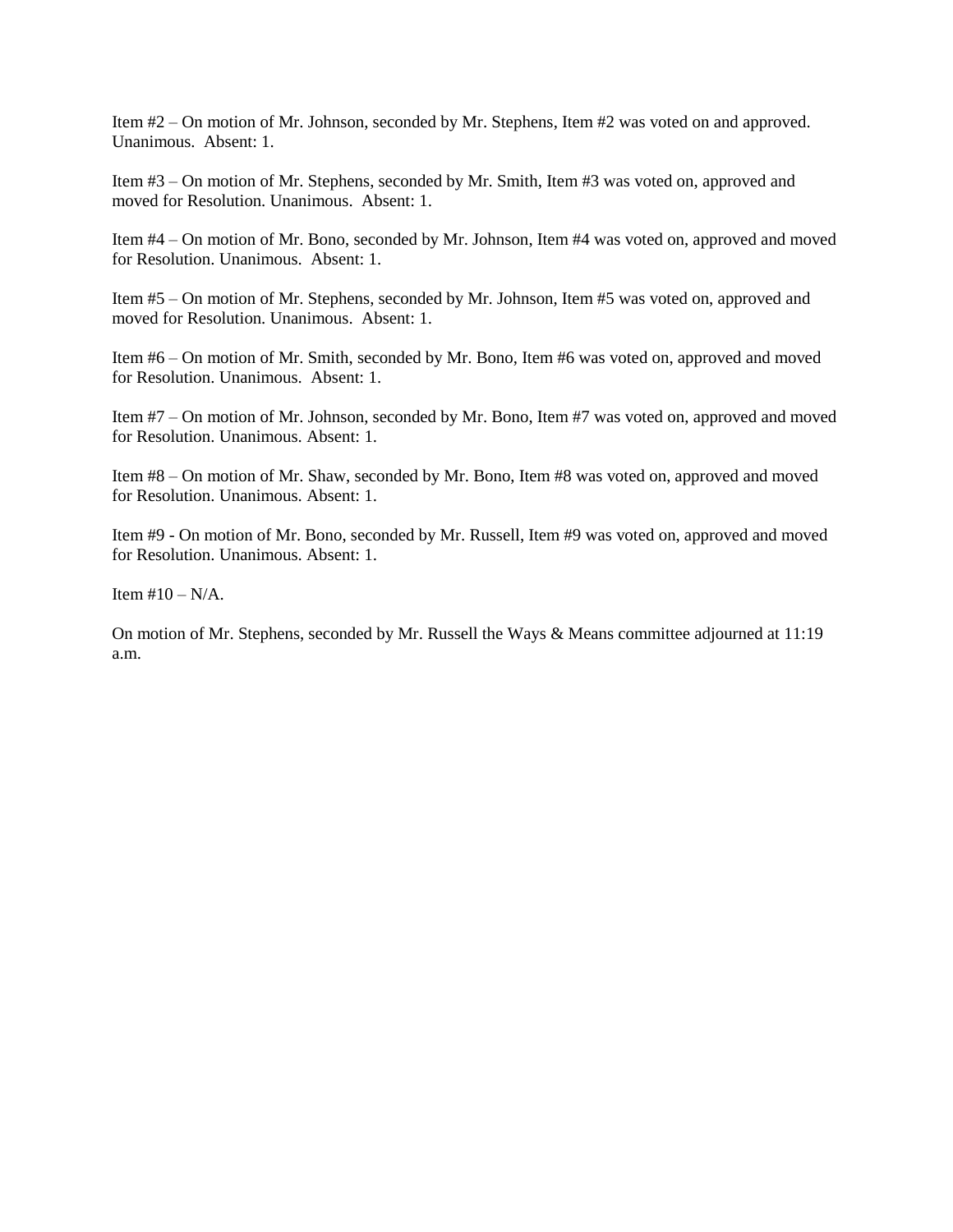Item #2 – On motion of Mr. Johnson, seconded by Mr. Stephens, Item #2 was voted on and approved. Unanimous. Absent: 1.

Item #3 – On motion of Mr. Stephens, seconded by Mr. Smith, Item #3 was voted on, approved and moved for Resolution. Unanimous. Absent: 1.

Item #4 – On motion of Mr. Bono, seconded by Mr. Johnson, Item #4 was voted on, approved and moved for Resolution. Unanimous. Absent: 1.

Item #5 – On motion of Mr. Stephens, seconded by Mr. Johnson, Item #5 was voted on, approved and moved for Resolution. Unanimous. Absent: 1.

Item #6 – On motion of Mr. Smith, seconded by Mr. Bono, Item #6 was voted on, approved and moved for Resolution. Unanimous. Absent: 1.

Item #7 – On motion of Mr. Johnson, seconded by Mr. Bono, Item #7 was voted on, approved and moved for Resolution. Unanimous. Absent: 1.

Item #8 – On motion of Mr. Shaw, seconded by Mr. Bono, Item #8 was voted on, approved and moved for Resolution. Unanimous. Absent: 1.

Item #9 - On motion of Mr. Bono, seconded by Mr. Russell, Item #9 was voted on, approved and moved for Resolution. Unanimous. Absent: 1.

Item #10 – N/A.

On motion of Mr. Stephens, seconded by Mr. Russell the Ways & Means committee adjourned at 11:19 a.m.